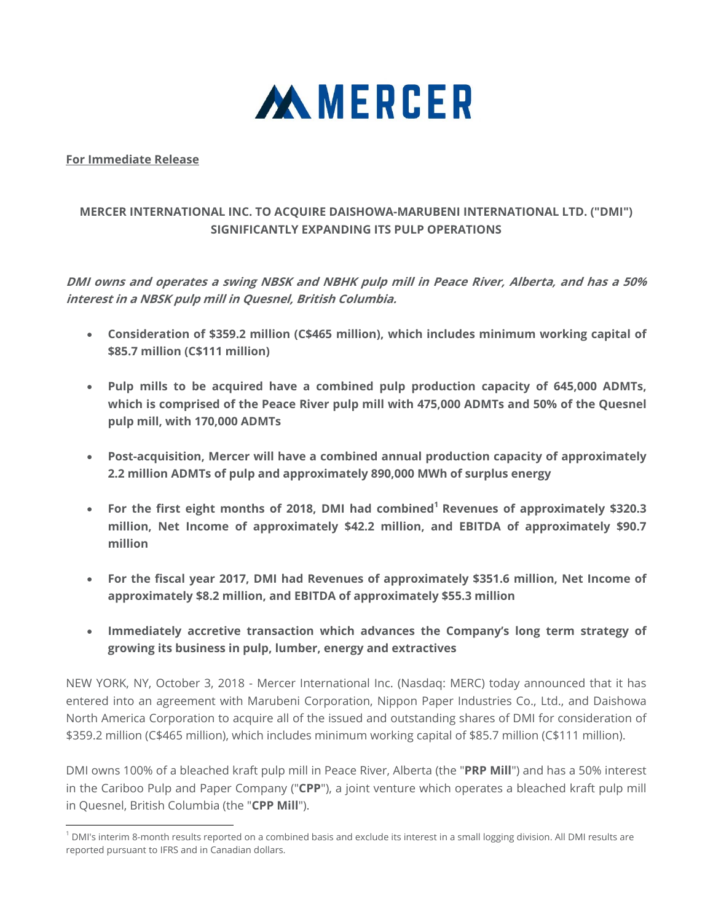# MERCER

**For Immediate Release**

## MERCER INTERNATIONAL INC. TO ACQUIRE DAISHOWA-MARUBENI INTERNATIONAL LTD. ("DMI") SIGNIFICANTLY EXPANDING ITS PULP OPERATIONS

***DMI owns and operates a swing NBSK and NBHK pulp mill in Peace River, Alberta, and has a 50% interest in a NBSK pulp mill in Quesnel, British Columbia.***

- **Consideration of $359.2 million (C$465 million), which includes minimum working capital of $85.7 million (C$111 million)**
- **Pulp mills to be acquired have a combined pulp production capacity of 645,000 ADMTs, which is comprised of the Peace River pulp mill with 475,000 ADMTs and 50% of the Quesnel pulp mill, with 170,000 ADMTs**
- **Post-acquisition, Mercer will have a combined annual production capacity of approximately 2.2 million ADMTs of pulp and approximately 890,000 MWh of surplus energy**
- **For the first eight months of 2018, DMI had combined[1] Revenues of approximately $320.3 million, Net Income of approximately $42.2 million, and EBITDA of approximately $90.7 million**
- **For the fiscal year 2017, DMI had Revenues of approximately $351.6 million, Net Income of approximately $8.2 million, and EBITDA of approximately $55.3 million**
- **Immediately accretive transaction which advances the Company's long term strategy of growing its business in pulp, lumber, energy and extractives**

NEW YORK, NY, October 3, 2018 - Mercer International Inc. (Nasdaq: MERC) today announced that it has entered into an agreement with Marubeni Corporation, Nippon Paper Industries Co., Ltd., and Daishowa North America Corporation to acquire all of the issued and outstanding shares of DMI for consideration of $359.2 million (C$465 million), which includes minimum working capital of $85.7 million (C$111 million).

DMI owns 100% of a bleached kraft pulp mill in Peace River, Alberta (the "**PRP Mill**") and has a 50% interest in the Cariboo Pulp and Paper Company ("**CPP**"), a joint venture which operates a bleached kraft pulp mill in Quesnel, British Columbia (the "**CPP Mill**").

---

[1] DMI's interim 8-month results reported on a combined basis and exclude its interest in a small logging division. All DMI results are reported pursuant to IFRS and in Canadian dollars.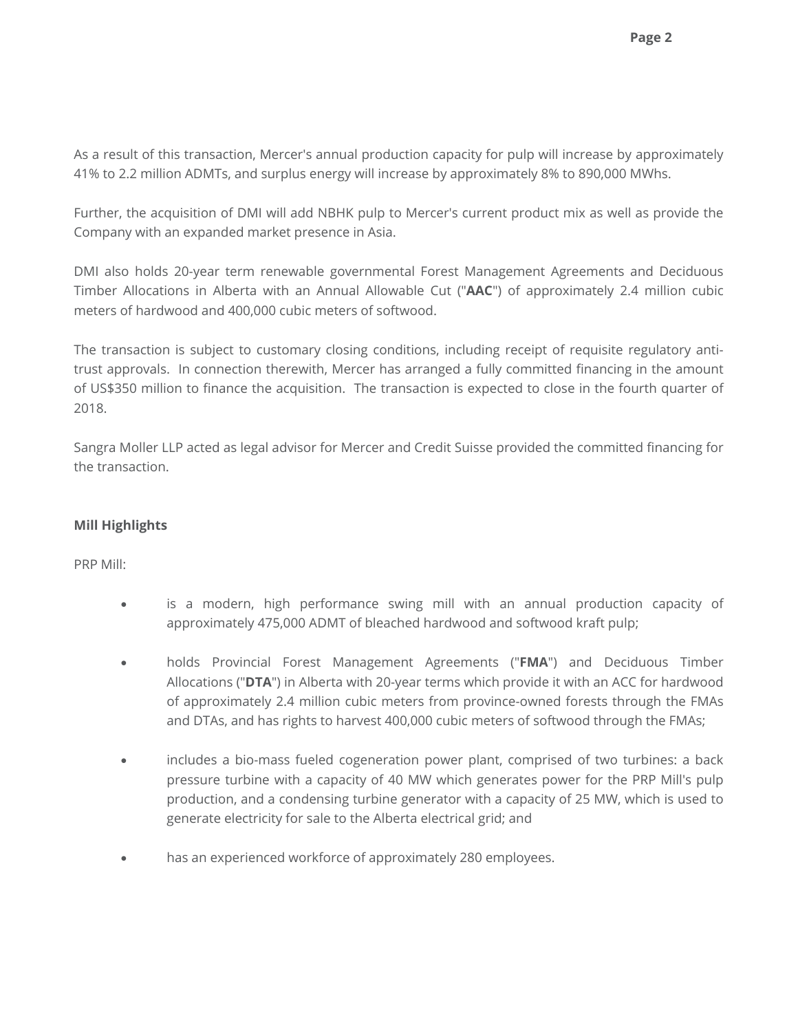As a result of this transaction, Mercer's annual production capacity for pulp will increase by approximately 41% to 2.2 million ADMTs, and surplus energy will increase by approximately 8% to 890,000 MWhs.

Further, the acquisition of DMI will add NBHK pulp to Mercer's current product mix as well as provide the Company with an expanded market presence in Asia.

DMI also holds 20-year term renewable governmental Forest Management Agreements and Deciduous Timber Allocations in Alberta with an Annual Allowable Cut ("**AAC**") of approximately 2.4 million cubic meters of hardwood and 400,000 cubic meters of softwood.

The transaction is subject to customary closing conditions, including receipt of requisite regulatory anti-trust approvals. In connection therewith, Mercer has arranged a fully committed financing in the amount of US$350 million to finance the acquisition. The transaction is expected to close in the fourth quarter of 2018.

Sangra Moller LLP acted as legal advisor for Mercer and Credit Suisse provided the committed financing for the transaction.

**Mill Highlights**

PRP Mill:

- is a modern, high performance swing mill with an annual production capacity of approximately 475,000 ADMT of bleached hardwood and softwood kraft pulp;
- holds Provincial Forest Management Agreements ("**FMA**") and Deciduous Timber Allocations ("**DTA**") in Alberta with 20-year terms which provide it with an ACC for hardwood of approximately 2.4 million cubic meters from province-owned forests through the FMAs and DTAs, and has rights to harvest 400,000 cubic meters of softwood through the FMAs;
- includes a bio-mass fueled cogeneration power plant, comprised of two turbines: a back pressure turbine with a capacity of 40 MW which generates power for the PRP Mill's pulp production, and a condensing turbine generator with a capacity of 25 MW, which is used to generate electricity for sale to the Alberta electrical grid; and
- has an experienced workforce of approximately 280 employees.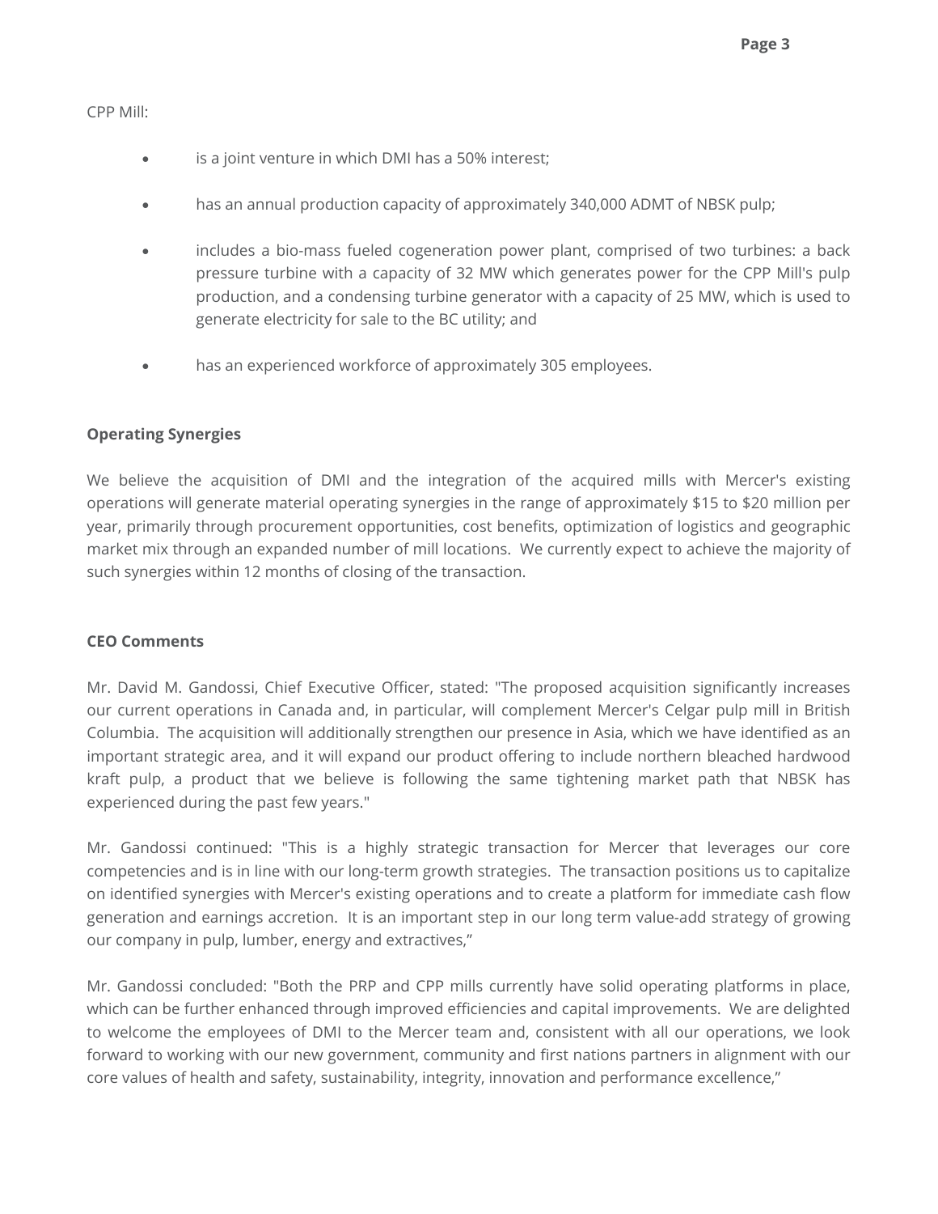CPP Mill:

- is a joint venture in which DMI has a 50% interest;
- has an annual production capacity of approximately 340,000 ADMT of NBSK pulp;
- includes a bio-mass fueled cogeneration power plant, comprised of two turbines: a back pressure turbine with a capacity of 32 MW which generates power for the CPP Mill's pulp production, and a condensing turbine generator with a capacity of 25 MW, which is used to generate electricity for sale to the BC utility; and
- has an experienced workforce of approximately 305 employees.

**Operating Synergies**

We believe the acquisition of DMI and the integration of the acquired mills with Mercer's existing operations will generate material operating synergies in the range of approximately $15 to $20 million per year, primarily through procurement opportunities, cost benefits, optimization of logistics and geographic market mix through an expanded number of mill locations. We currently expect to achieve the majority of such synergies within 12 months of closing of the transaction.

**CEO Comments**

Mr. David M. Gandossi, Chief Executive Officer, stated: "The proposed acquisition significantly increases our current operations in Canada and, in particular, will complement Mercer's Celgar pulp mill in British Columbia. The acquisition will additionally strengthen our presence in Asia, which we have identified as an important strategic area, and it will expand our product offering to include northern bleached hardwood kraft pulp, a product that we believe is following the same tightening market path that NBSK has experienced during the past few years."

Mr. Gandossi continued: "This is a highly strategic transaction for Mercer that leverages our core competencies and is in line with our long-term growth strategies. The transaction positions us to capitalize on identified synergies with Mercer's existing operations and to create a platform for immediate cash flow generation and earnings accretion. It is an important step in our long term value-add strategy of growing our company in pulp, lumber, energy and extractives,"

Mr. Gandossi concluded: "Both the PRP and CPP mills currently have solid operating platforms in place, which can be further enhanced through improved efficiencies and capital improvements. We are delighted to welcome the employees of DMI to the Mercer team and, consistent with all our operations, we look forward to working with our new government, community and first nations partners in alignment with our core values of health and safety, sustainability, integrity, innovation and performance excellence,"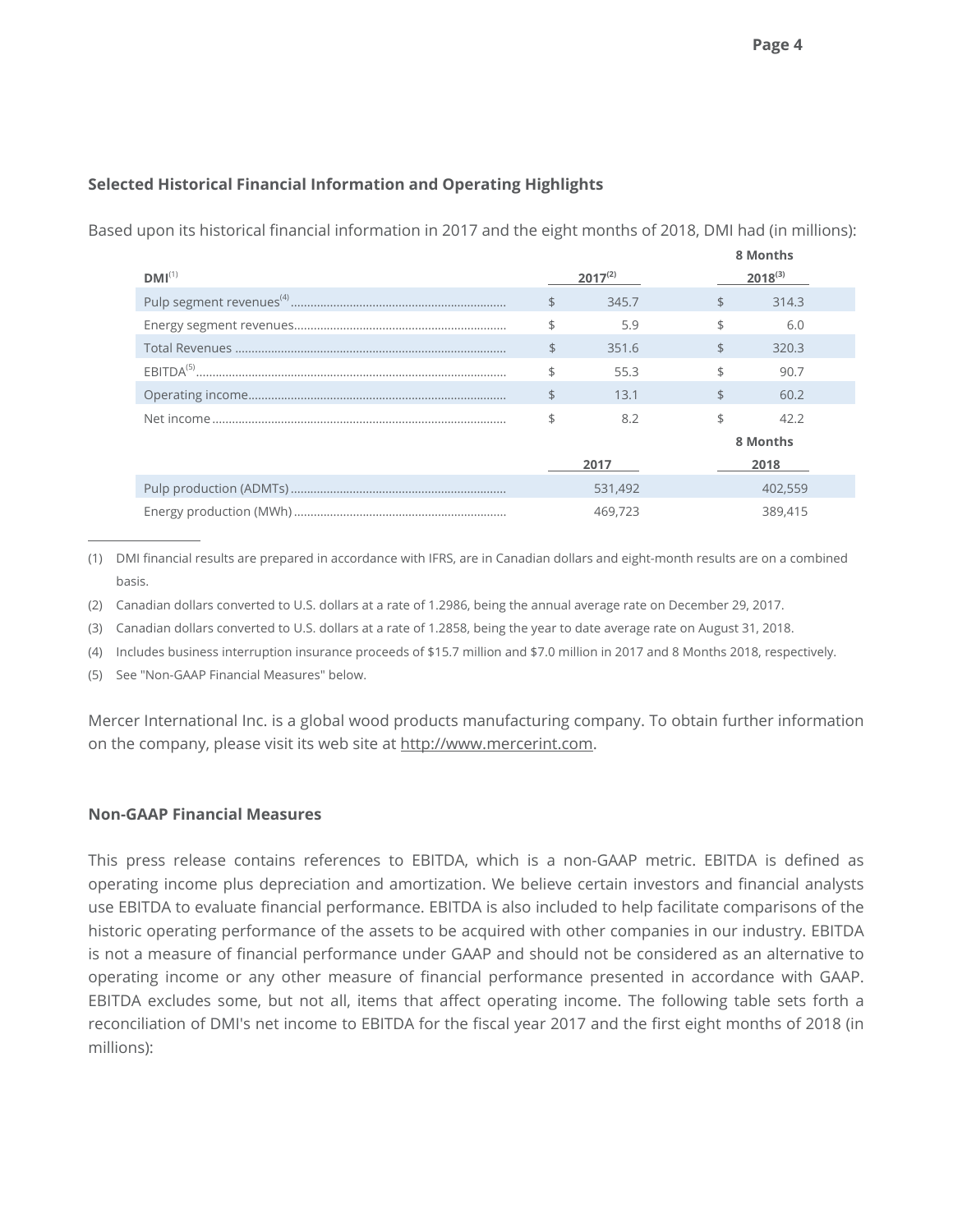**Selected Historical Financial Information and Operating Highlights**

Based upon its historical financial information in 2017 and the eight months of 2018, DMI had (in millions):

| DMI[(1)] | 2017[(2)] | 8 Months 2018[(3)] |
|---|---|---|
| Pulp segment revenues[(4)] | $ 345.7 | $ 314.3 |
| Energy segment revenues | $ 5.9 | $ 6.0 |
| Total Revenues | $ 351.6 | $ 320.3 |
| EBITDA[(5)] | $ 55.3 | $ 90.7 |
| Operating income | $ 13.1 | $ 60.2 |
| Net income | $ 8.2 | $ 42.2 |

| | 2017 | 8 Months 2018 |
|---|---|---|
| Pulp production (ADMTs) | 531,492 | 402,559 |
| Energy production (MWh) | 469,723 | 389,415 |

(1) DMI financial results are prepared in accordance with IFRS, are in Canadian dollars and eight-month results are on a combined basis.

(2) Canadian dollars converted to U.S. dollars at a rate of 1.2986, being the annual average rate on December 29, 2017.

(3) Canadian dollars converted to U.S. dollars at a rate of 1.2858, being the year to date average rate on August 31, 2018.

(4) Includes business interruption insurance proceeds of $15.7 million and $7.0 million in 2017 and 8 Months 2018, respectively.

(5) See "Non-GAAP Financial Measures" below.

Mercer International Inc. is a global wood products manufacturing company. To obtain further information on the company, please visit its web site at http://www.mercerint.com.

**Non-GAAP Financial Measures**

This press release contains references to EBITDA, which is a non-GAAP metric. EBITDA is defined as operating income plus depreciation and amortization. We believe certain investors and financial analysts use EBITDA to evaluate financial performance. EBITDA is also included to help facilitate comparisons of the historic operating performance of the assets to be acquired with other companies in our industry. EBITDA is not a measure of financial performance under GAAP and should not be considered as an alternative to operating income or any other measure of financial performance presented in accordance with GAAP. EBITDA excludes some, but not all, items that affect operating income. The following table sets forth a reconciliation of DMI's net income to EBITDA for the fiscal year 2017 and the first eight months of 2018 (in millions):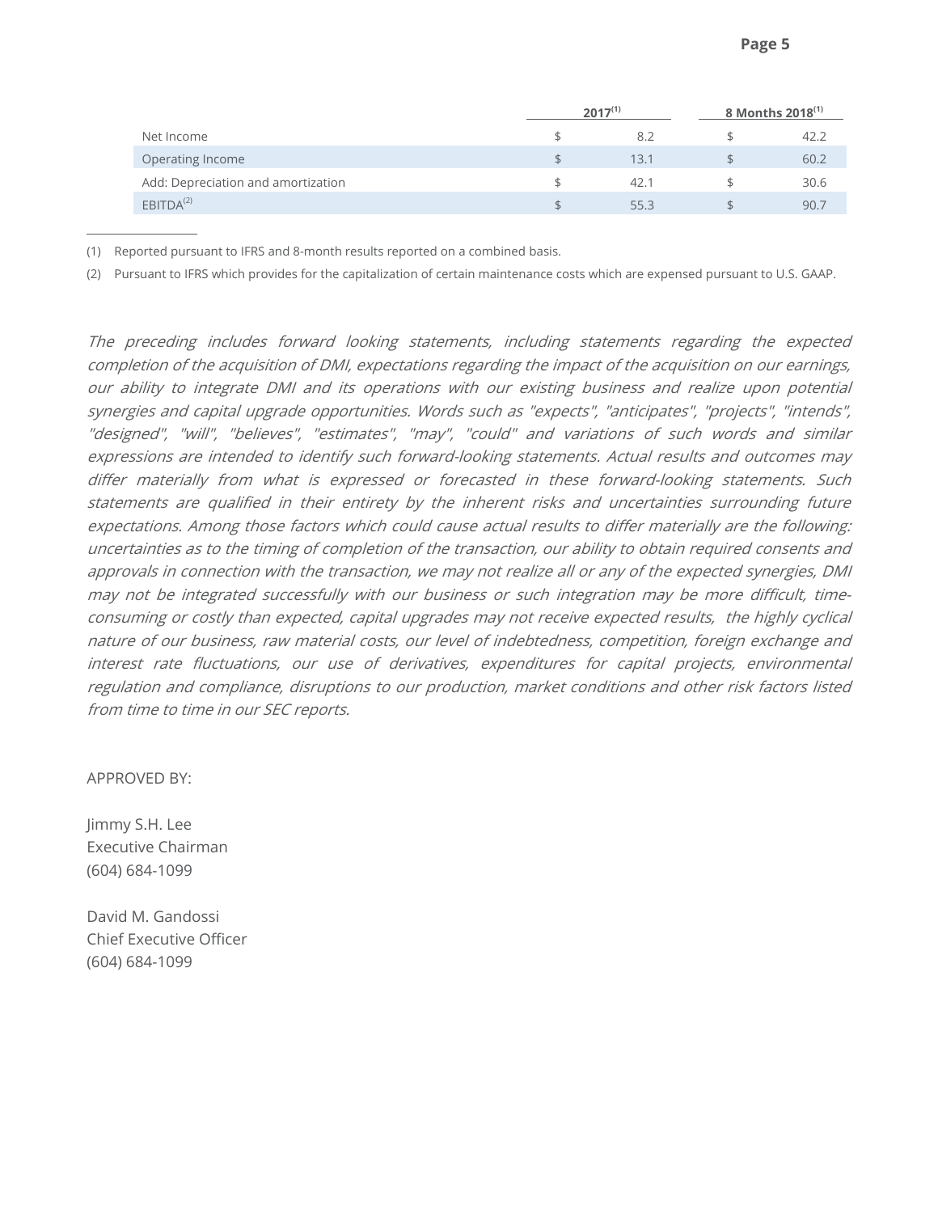| | 2017[1] | | 8 Months 2018[1] | |
|---|---|---|---|---|
| Net Income | $ | 8.2 | $ | 42.2 |
| Operating Income | $ | 13.1 | $ | 60.2 |
| Add: Depreciation and amortization | $ | 42.1 | $ | 30.6 |
| EBITDA[2] | $ | 55.3 | $ | 90.7 |

(1) Reported pursuant to IFRS and 8-month results reported on a combined basis.

(2) Pursuant to IFRS which provides for the capitalization of certain maintenance costs which are expensed pursuant to U.S. GAAP.

*The preceding includes forward looking statements, including statements regarding the expected completion of the acquisition of DMI, expectations regarding the impact of the acquisition on our earnings, our ability to integrate DMI and its operations with our existing business and realize upon potential synergies and capital upgrade opportunities. Words such as "expects", "anticipates", "projects", "intends", "designed", "will", "believes", "estimates", "may", "could" and variations of such words and similar expressions are intended to identify such forward-looking statements. Actual results and outcomes may differ materially from what is expressed or forecasted in these forward-looking statements. Such statements are qualified in their entirety by the inherent risks and uncertainties surrounding future expectations. Among those factors which could cause actual results to differ materially are the following: uncertainties as to the timing of completion of the transaction, our ability to obtain required consents and approvals in connection with the transaction, we may not realize all or any of the expected synergies, DMI may not be integrated successfully with our business or such integration may be more difficult, time-consuming or costly than expected, capital upgrades may not receive expected results, the highly cyclical nature of our business, raw material costs, our level of indebtedness, competition, foreign exchange and interest rate fluctuations, our use of derivatives, expenditures for capital projects, environmental regulation and compliance, disruptions to our production, market conditions and other risk factors listed from time to time in our SEC reports.*

APPROVED BY:

Jimmy S.H. Lee
Executive Chairman
(604) 684-1099

David M. Gandossi
Chief Executive Officer
(604) 684-1099